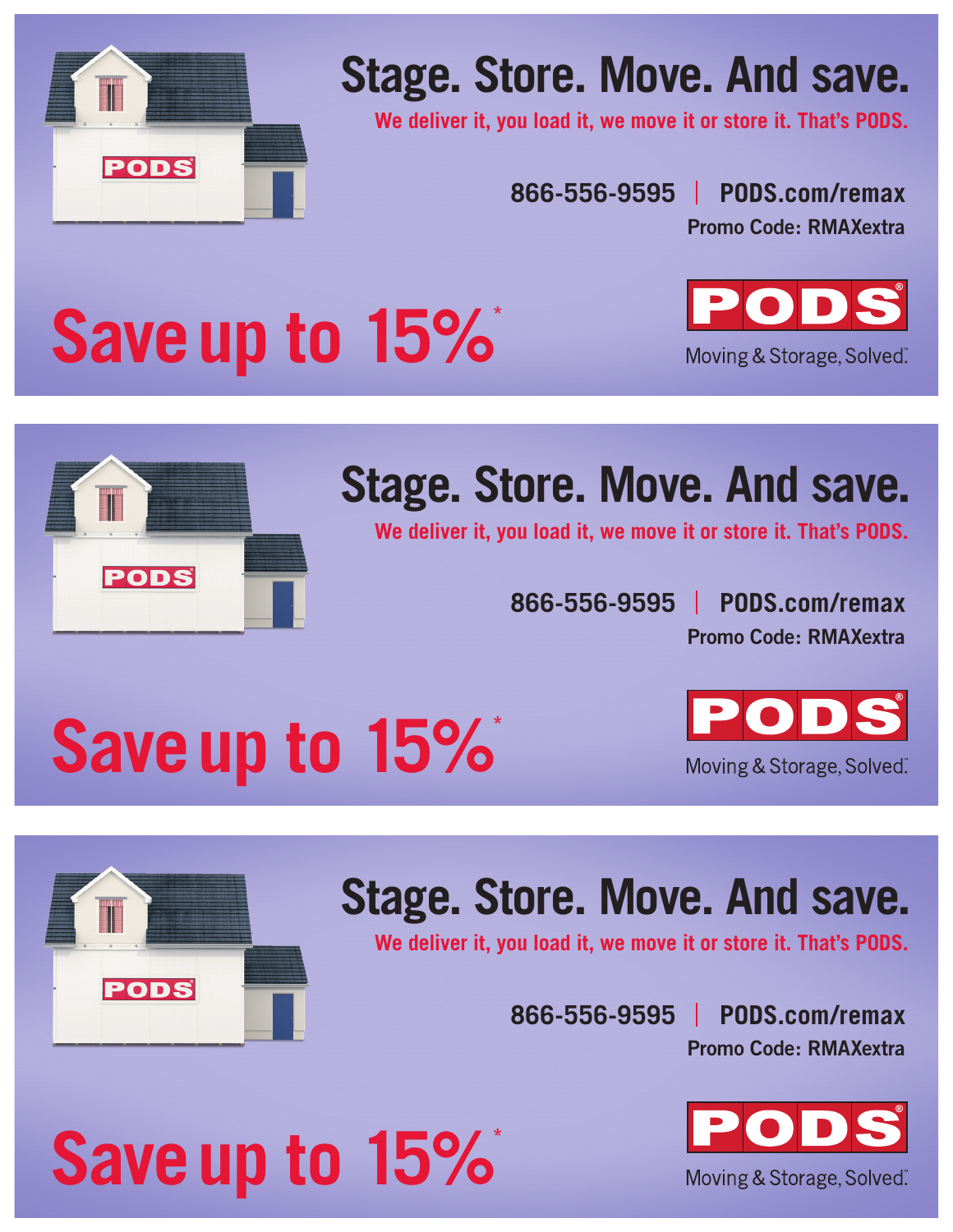## Stage. Store. Move. And save.

We deliver it, you load it, we move it or store it. That's PODS.

866-556-9595 | PODS.com/remax

Promo Code: RMAXextra

# Save up to 15%*

PODS®

Moving & Storage, Solved.™

---

## Stage. Store. Move. And save.

We deliver it, you load it, we move it or store it. That's PODS.

866-556-9595 | PODS.com/remax

Promo Code: RMAXextra

# Save up to 15%*

PODS®

Moving & Storage, Solved.™

---

## Stage. Store. Move. And save.

We deliver it, you load it, we move it or store it. That's PODS.

866-556-9595 | PODS.com/remax

Promo Code: RMAXextra

# Save up to 15%*

PODS®

Moving & Storage, Solved.™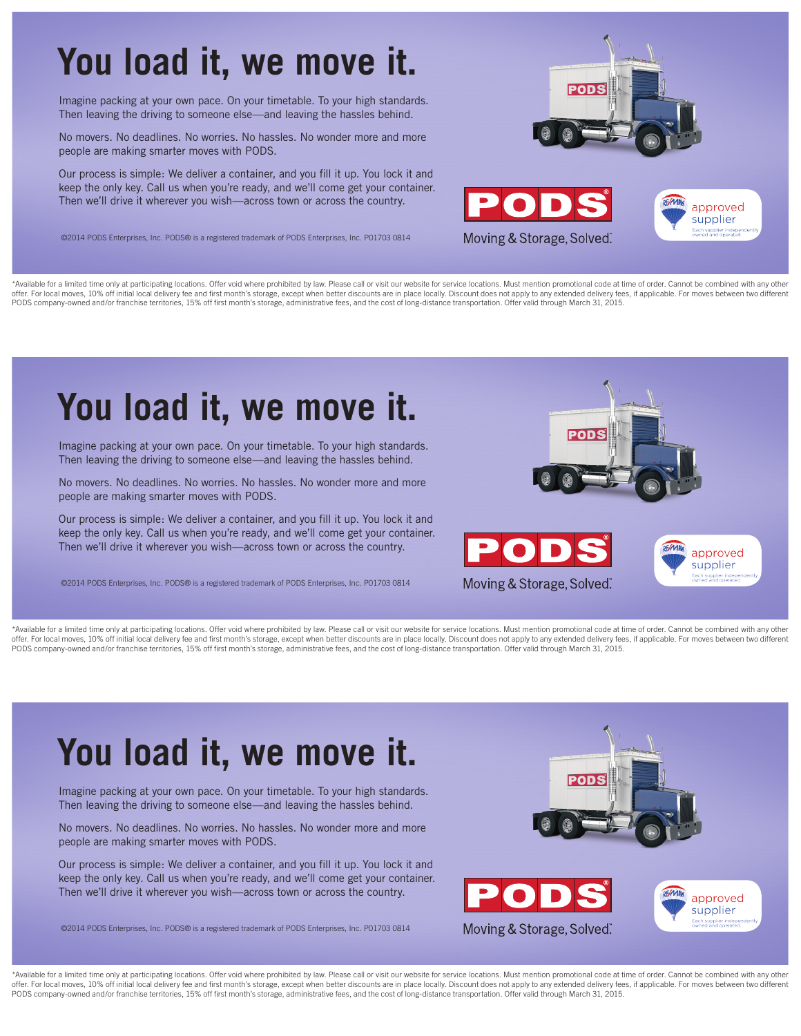# You load it, we move it.

Imagine packing at your own pace. On your timetable. To your high standards. Then leaving the driving to someone else—and leaving the hassles behind.

No movers. No deadlines. No worries. No hassles. No wonder more and more people are making smarter moves with PODS.

Our process is simple: We deliver a container, and you fill it up. You lock it and keep the only key. Call us when you're ready, and we'll come get your container. Then we'll drive it wherever you wish—across town or across the country.

©2014 PODS Enterprises, Inc. PODS® is a registered trademark of PODS Enterprises, Inc. P01703 0814

PODS®

Moving & Storage, Solved.

RE/MAX approved supplier

Each supplier independently owned and operated.

*Available for a limited time only at participating locations. Offer void where prohibited by law. Please call or visit our website for service locations. Must mention promotional code at time of order. Cannot be combined with any other offer. For local moves, 10% off initial local delivery fee and first month's storage, except when better discounts are in place locally. Discount does not apply to any extended delivery fees, if applicable. For moves between two different PODS company-owned and/or franchise territories, 15% off first month's storage, administrative fees, and the cost of long-distance transportation. Offer valid through March 31, 2015.

# You load it, we move it.

Imagine packing at your own pace. On your timetable. To your high standards. Then leaving the driving to someone else—and leaving the hassles behind.

No movers. No deadlines. No worries. No hassles. No wonder more and more people are making smarter moves with PODS.

Our process is simple: We deliver a container, and you fill it up. You lock it and keep the only key. Call us when you're ready, and we'll come get your container. Then we'll drive it wherever you wish—across town or across the country.

©2014 PODS Enterprises, Inc. PODS® is a registered trademark of PODS Enterprises, Inc. P01703 0814

PODS®

Moving & Storage, Solved.

RE/MAX approved supplier

Each supplier independently owned and operated.

*Available for a limited time only at participating locations. Offer void where prohibited by law. Please call or visit our website for service locations. Must mention promotional code at time of order. Cannot be combined with any other offer. For local moves, 10% off initial local delivery fee and first month's storage, except when better discounts are in place locally. Discount does not apply to any extended delivery fees, if applicable. For moves between two different PODS company-owned and/or franchise territories, 15% off first month's storage, administrative fees, and the cost of long-distance transportation. Offer valid through March 31, 2015.

# You load it, we move it.

Imagine packing at your own pace. On your timetable. To your high standards. Then leaving the driving to someone else—and leaving the hassles behind.

No movers. No deadlines. No worries. No hassles. No wonder more and more people are making smarter moves with PODS.

Our process is simple: We deliver a container, and you fill it up. You lock it and keep the only key. Call us when you're ready, and we'll come get your container. Then we'll drive it wherever you wish—across town or across the country.

©2014 PODS Enterprises, Inc. PODS® is a registered trademark of PODS Enterprises, Inc. P01703 0814

PODS®

Moving & Storage, Solved.

RE/MAX approved supplier

Each supplier independently owned and operated.

*Available for a limited time only at participating locations. Offer void where prohibited by law. Please call or visit our website for service locations. Must mention promotional code at time of order. Cannot be combined with any other offer. For local moves, 10% off initial local delivery fee and first month's storage, except when better discounts are in place locally. Discount does not apply to any extended delivery fees, if applicable. For moves between two different PODS company-owned and/or franchise territories, 15% off first month's storage, administrative fees, and the cost of long-distance transportation. Offer valid through March 31, 2015.